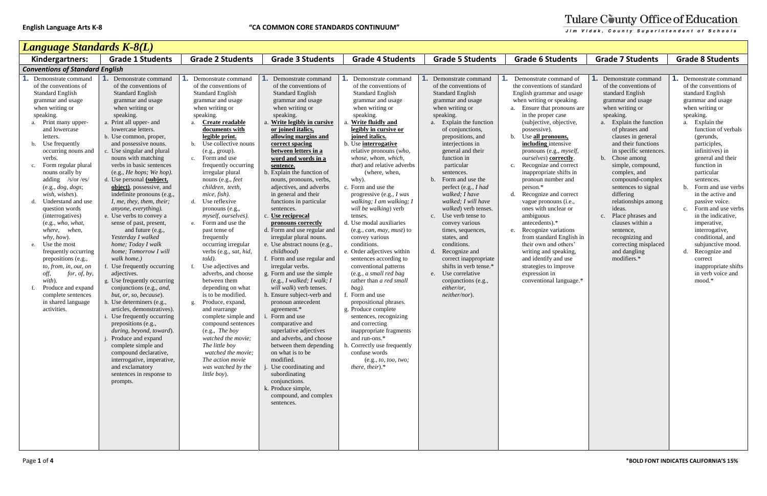English Language Arts K-8 — "CA COMMON CORE STANDARDS CONTINUUM"

Tulare County Office of Education
Jim Vidak, County Superintendent of Schools

# Language Standards K-8(L)

| Kindergartners: | Grade 1 Students | Grade 2 Students | Grade 3 Students | Grade 4 Students | Grade 5 Students | Grade 6 Students | Grade 7 Students | Grade 8 Students |
|---|---|---|---|---|---|---|---|---|
| ***Conventions of Standard English*** | | | | | | | | |
| **1.** Demonstrate command of the conventions of Standard English grammar and usage when writing or speaking.<br>a. Print many upper- and lowercase letters.<br>b. Use frequently occurring nouns and verbs.<br>c. Form regular plural nouns orally by adding /s/or /es/ (e.g., *dog, dogs*; *wish, wishes*).<br>d. Understand and use question words (interrogatives) (e.g., *who, what, where, when, why, how*).<br>e. Use the most frequently occurring prepositions (e.g., *to, from, in, out, on off, for, of, by, with*).<br>f. Produce and expand complete sentences in shared language activities. | **1.** Demonstrate command of the conventions of Standard English grammar and usage when writing or speaking.<br>a. Print all upper- and lowercase letters.<br>b. Use common, proper, and possessive nouns.<br>c. Use singular and plural nouns with matching verbs in basic sentences (e.g., *He hops; We hop).*<br>d. Use personal **(subject, object)**, possessive, and indefinite pronouns (e.g., *I, me, they, them, their; anyone, everything).*<br>e. Use verbs to convey a sense of past, present, and future (e.g., *Yesterday I walked home; Today I walk home; Tomorrow I will walk home.)*<br>f. Use frequently occurring adjectives.<br>g. Use frequently occurring conjunctions (e.g., *and, but, or, so, because*).<br>h. Use determiners (e.g., articles, demonstratives).<br>i. Use frequently occurring prepositions (e.g., *during, beyond, toward*).<br>j. Produce and expand complete simple and compound declarative, interrogative, imperative, and exclamatory sentences in response to prompts. | **1.** Demonstrate command of the conventions of Standard English grammar and usage when writing or speaking.<br>a. **Create readable documents with legible print.**<br>b. Use collective nouns (e.g., *group*).<br>c. Form and use frequently occurring irregular plural nouns (e.g., *feet children, teeth, mice, fish).*<br>d. Use reflexive pronouns (e.g., *myself, ourselves).*<br>e. Form and use the past tense of frequently occurring irregular verbs (e.g., *sat, hid, told).*<br>f. Use adjectives and adverbs, and choose between them depending on what is to be modified.<br>g. Produce, expand, and rearrange complete simple and compound sentences (e.g., *The boy watched the movie; The little boy watched the movie; The action movie was watched by the little boy*). | **1.** Demonstrate command of the conventions of Standard English grammar and usage when writing or speaking.<br>a. **Write legibly in cursive or joined italics, allowing margins and correct spacing between letters in a word and words in a sentence.**<br>b. Explain the function of nouns, pronouns, verbs, adjectives, and adverbs in general and their functions in particular sentences.<br>c. **Use reciprocal pronouns correctly**<br>d. Form and use regular and irregular plural nouns.<br>e. Use abstract nouns (e.g., *childhood*)<br>f. Form and use regular and irregular verbs.<br>g. Form and use the simple (e.g., *I walked; I walk; I will walk*) verb tenses.<br>h. Ensure subject-verb and pronoun antecedent agreement.*<br>i. Form and use comparative and superlative adjectives and adverbs, and choose between them depending on what is to be modified.<br>j. Use coordinating and subordinating conjunctions.<br>k. Produce simple, compound, and complex sentences. | **1.** Demonstrate command of the conventions of Standard English grammar and usage when writing or speaking.<br>a. **Write fluidly and legibly in cursive or joined italics.**<br>b. Use **interrogative** relative pronouns (*who, whose, whom, which, that*) and relative adverbs (where, when, why).<br>c. Form and use the progressive (e.g., *I was walking; I am walking; I will be walking*) verb tenses.<br>d. Use modal auxiliaries (e.g., *can, may, must*) to convey various conditions.<br>e. Order adjectives within sentences according to conventional patterns (e.g., *a small red bag* rather than *a red small bag).*<br>f. Form and use prepositional phrases.<br>g. Produce complete sentences, recognizing and correcting inappropriate fragments and run-ons.*<br>h. Correctly use frequently confuse words (e.g., *to, too, two; there, their*).* | **1.** Demonstrate command of the conventions of Standard English grammar and usage when writing or speaking.<br>a. Explain the function of conjunctions, prepositions, and interjections in general and their function in particular sentences.<br>b. Form and use the perfect (e.g., *I had walked; I have walked; I will have walked*) verb tenses.<br>c. Use verb tense to convey various times, sequences, states, and conditions.<br>d. Recognize and correct inappropriate shifts in verb tense.*<br>e. Use correlative conjunctions (e.g., *either/or, neither/nor*). | **1.** Demonstrate command of the conventions of standard English grammar and usage when writing or speaking.<br>a. Ensure that pronouns are in the proper case (subjective, objective, possessive).<br>b. Use **all pronouns, including** intensive pronouns (e.g., *myself, ourselves*) **correctly**.<br>c. Recognize and correct inappropriate shifts in pronoun number and person.*<br>d. Recognize and correct vague pronouns (i.e., ones with unclear or ambiguous antecedents).*<br>e. Recognize variations from standard English in their own and others' writing and speaking, and identify and use strategies to improve expression in conventional language.* | **1.** Demonstrate command of the conventions of standard English grammar and usage when writing or speaking.<br>a. Explain the function of phrases and clauses in general and their functions in specific sentences.<br>b. Chose among simple, compound, complex, and compound-complex sentences to signal differing relationships among ideas.<br>c. Place phrases and clauses within a sentence, recognizing and correcting misplaced and dangling modifiers.* | **1.** Demonstrate command of the conventions of standard English grammar and usage when writing or speaking.<br>a. Explain the function of verbals (gerunds, participles, infinitives) in general and their function in particular sentences.<br>b. Form and use verbs in the active and passive voice.<br>c. Form and use verbs in the indicative, imperative, interrogative, conditional, and subjunctive mood.<br>d. Recognize and correct inappropriate shifts in verb voice and mood.* |

*BOLD FONT INDICATES CALIFORNIA'S 15%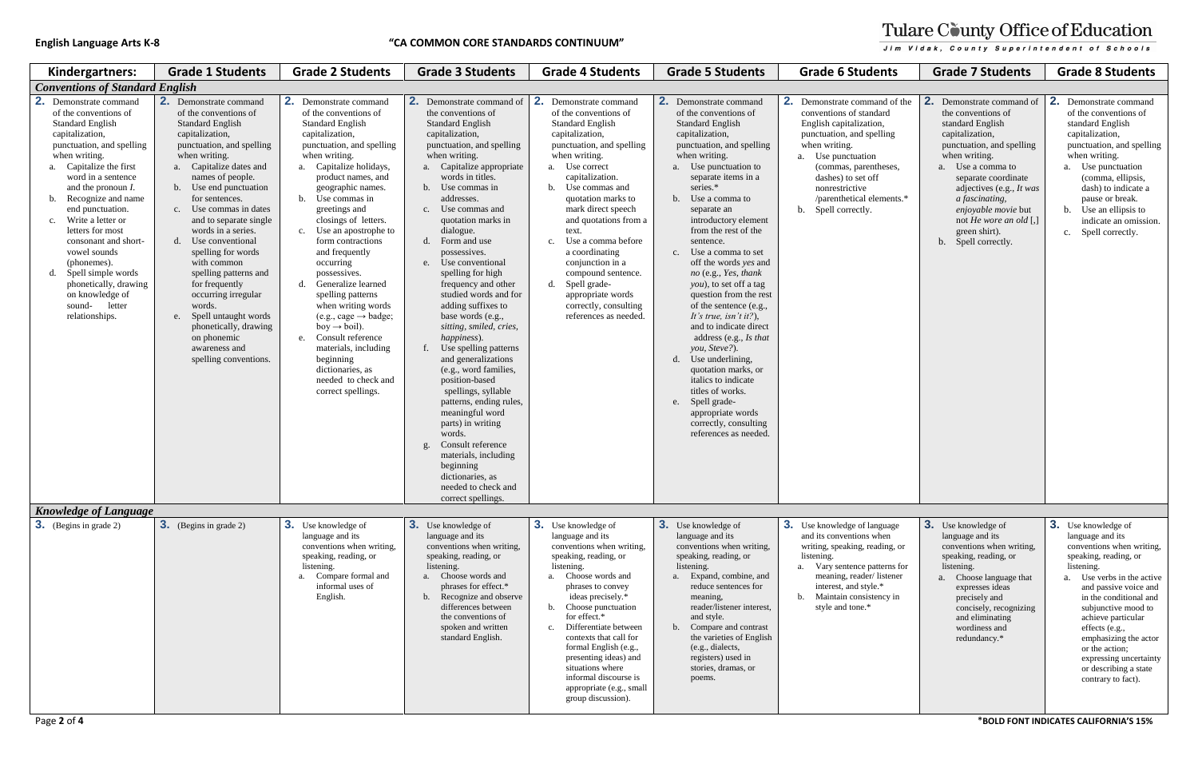**English Language Arts K-8** **"CA COMMON CORE STANDARDS CONTINUUM"**

| Kindergartners: | Grade 1 Students | Grade 2 Students | Grade 3 Students | Grade 4 Students | Grade 5 Students | Grade 6 Students | Grade 7 Students | Grade 8 Students |
|---|---|---|---|---|---|---|---|---|
| ***Conventions of Standard English*** | | | | | | | | |
| **2.** Demonstrate command of the conventions of Standard English capitalization, punctuation, and spelling when writing.<br>a. Capitalize the first word in a sentence and the pronoun *I*.<br>b. Recognize and name end punctuation.<br>c. Write a letter or letters for most consonant and short-vowel sounds (phonemes).<br>d. Spell simple words phonetically, drawing on knowledge of sound- letter relationships. | **2.** Demonstrate command of the conventions of Standard English capitalization, punctuation, and spelling when writing.<br>a. Capitalize dates and names of people.<br>b. Use end punctuation for sentences.<br>c. Use commas in dates and to separate single words in a series.<br>d. Use conventional spelling for words with common spelling patterns and for frequently occurring irregular words.<br>e. Spell untaught words phonetically, drawing on phonemic awareness and spelling conventions. | **2.** Demonstrate command of the conventions of Standard English capitalization, punctuation, and spelling when writing.<br>a. Capitalize holidays, product names, and geographic names.<br>b. Use commas in greetings and closings of letters.<br>c. Use an apostrophe to form contractions and frequently occurring possessives.<br>d. Generalize learned spelling patterns when writing words (e.g., cage → badge; boy → boil).<br>e. Consult reference materials, including beginning dictionaries, as needed to check and correct spellings. | **2.** Demonstrate command of the conventions of Standard English capitalization, punctuation, and spelling when writing.<br>a. Capitalize appropriate words in titles.<br>b. Use commas in addresses.<br>c. Use commas and quotation marks in dialogue.<br>d. Form and use possessives.<br>e. Use conventional spelling for high frequency and other studied words and for adding suffixes to base words (e.g., *sitting, smiled, cries, happiness*).<br>f. Use spelling patterns and generalizations (e.g., word families, position-based spellings, syllable patterns, ending rules, meaningful word parts) in writing words.<br>g. Consult reference materials, including beginning dictionaries, as needed to check and correct spellings. | **2.** Demonstrate command of the conventions of Standard English capitalization, punctuation, and spelling when writing.<br>a. Use correct capitalization.<br>b. Use commas and quotation marks to mark direct speech and quotations from a text.<br>c. Use a comma before a coordinating conjunction in a compound sentence.<br>d. Spell grade-appropriate words correctly, consulting references as needed. | **2.** Demonstrate command of the conventions of Standard English capitalization, punctuation, and spelling when writing.<br>a. Use punctuation to separate items in a series.*<br>b. Use a comma to separate an introductory element from the rest of the sentence.<br>c. Use a comma to set off the words *yes* and *no* (e.g., *Yes, thank you*), to set off a tag question from the rest of the sentence (e.g., *It's true, isn't it?*), and to indicate direct address (e.g., *Is that you, Steve?*).<br>d. Use underlining, quotation marks, or italics to indicate titles of works.<br>e. Spell grade-appropriate words correctly, consulting references as needed. | **2.** Demonstrate command of the conventions of standard English capitalization, punctuation, and spelling when writing.<br>a. Use punctuation (commas, parentheses, dashes) to set off nonrestrictive /parenthetical elements.*<br>b. Spell correctly. | **2.** Demonstrate command of the conventions of standard English capitalization, punctuation, and spelling when writing.<br>a. Use a comma to separate coordinate adjectives (e.g., *It was a fascinating, enjoyable movie* but not *He wore an old* [,] green shirt).<br>b. Spell correctly. | **2.** Demonstrate command of the conventions of standard English capitalization, punctuation, and spelling when writing.<br>a. Use punctuation (comma, ellipsis, dash) to indicate a pause or break.<br>b. Use an ellipsis to indicate an omission.<br>c. Spell correctly. |
| ***Knowledge of Language*** | | | | | | | | |
| **3.** (Begins in grade 2) | **3.** (Begins in grade 2) | **3.** Use knowledge of language and its conventions when writing, speaking, reading, or listening.<br>a. Compare formal and informal uses of English. | **3.** Use knowledge of language and its conventions when writing, speaking, reading, or listening.<br>a. Choose words and phrases for effect.*<br>b. Recognize and observe differences between the conventions of spoken and written standard English. | **3.** Use knowledge of language and its conventions when writing, speaking, reading, or listening.<br>a. Choose words and phrases to convey ideas precisely.*<br>b. Choose punctuation for effect.*<br>c. Differentiate between contexts that call for formal English (e.g., presenting ideas) and situations where informal discourse is appropriate (e.g., small group discussion). | **3.** Use knowledge of language and its conventions when writing, speaking, reading, or listening.<br>a. Expand, combine, and reduce sentences for meaning, reader/listener interest, and style.<br>b. Compare and contrast the varieties of English (e.g., dialects, registers) used in stories, dramas, or poems. | **3.** Use knowledge of language and its conventions when writing, speaking, reading, or listening.<br>a. Vary sentence patterns for meaning, reader/ listener interest, and style.*<br>b. Maintain consistency in style and tone.* | **3.** Use knowledge of language and its conventions when writing, speaking, reading, or listening.<br>a. Choose language that expresses ideas precisely and concisely, recognizing and eliminating wordiness and redundancy.* | **3.** Use knowledge of language and its conventions when writing, speaking, reading, or listening.<br>a. Use verbs in the active and passive voice and in the conditional and subjunctive mood to achieve particular effects (e.g., emphasizing the actor or the action; expressing uncertainty or describing a state contrary to fact). |

***BOLD FONT INDICATES CALIFORNIA'S 15%**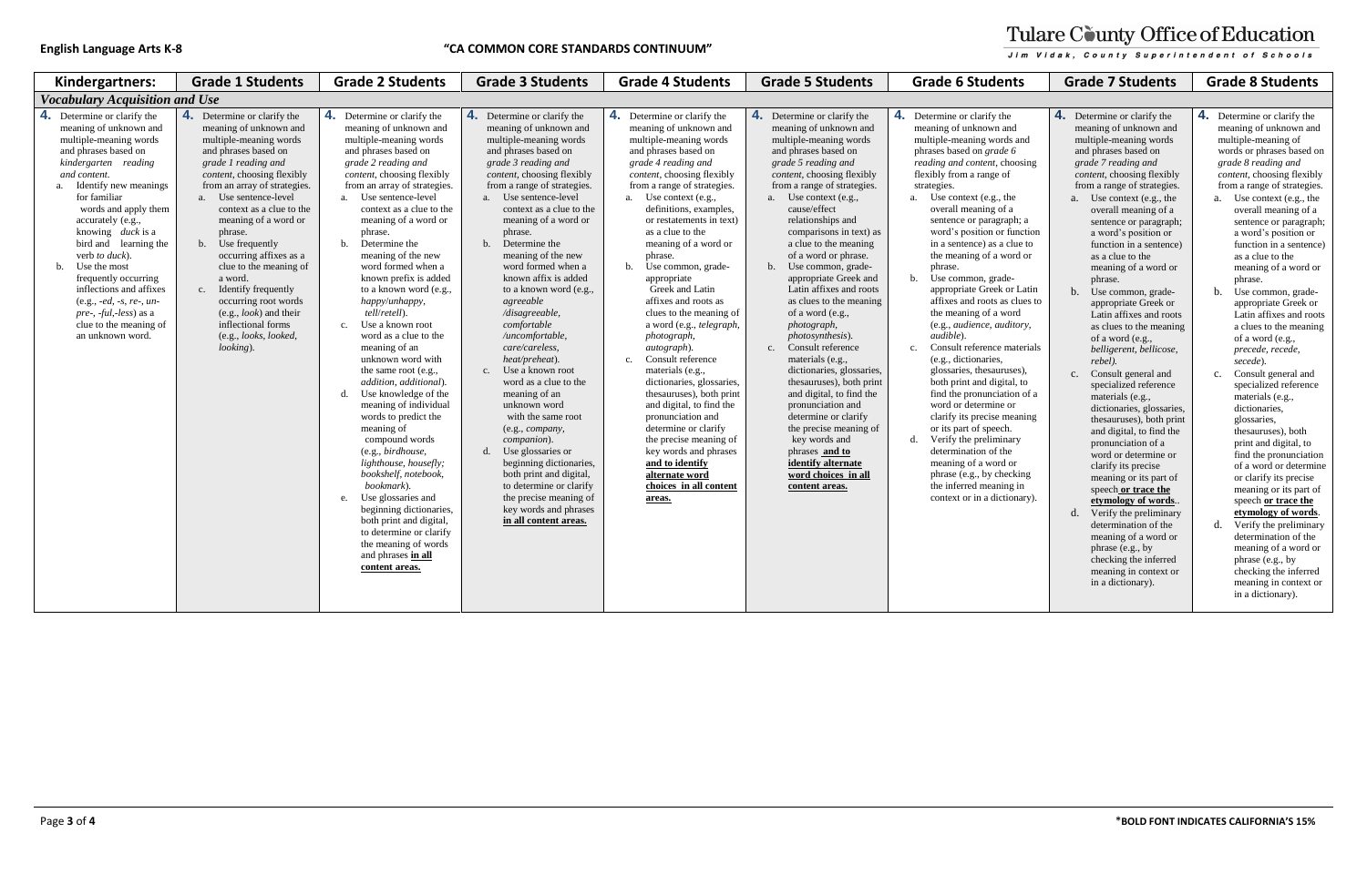**English Language Arts K-8** **"CA COMMON CORE STANDARDS CONTINUUM"**

Tulare County Office of Education
*Jim Vidak, County Superintendent of Schools*

| Kindergartners: | Grade 1 Students | Grade 2 Students | Grade 3 Students | Grade 4 Students | Grade 5 Students | Grade 6 Students | Grade 7 Students | Grade 8 Students |
|---|---|---|---|---|---|---|---|---|
| ***Vocabulary Acquisition and Use*** | | | | | | | | |
| **4.** Determine or clarify the meaning of unknown and multiple-meaning words and phrases based on *kindergarten reading and content.*<br>a. Identify new meanings for familiar words and apply them accurately (e.g., knowing *duck* is a bird and learning the verb *to duck*).<br>b. Use the most frequently occurring inflections and affixes (e.g., *-ed, -s, re-, un-pre-, -ful,-less*) as a clue to the meaning of an unknown word. | **4.** Determine or clarify the meaning of unknown and multiple-meaning words and phrases based on *grade 1 reading and content*, choosing flexibly from an array of strategies.<br>a. Use sentence-level context as a clue to the meaning of a word or phrase.<br>b. Use frequently occurring affixes as a clue to the meaning of a word.<br>c. Identify frequently occurring root words (e.g., *look*) and their inflectional forms (e.g., *looks, looked, looking*). | **4.** Determine or clarify the meaning of unknown and multiple-meaning words and phrases based on *grade 2 reading and content*, choosing flexibly from an array of strategies.<br>a. Use sentence-level context as a clue to the meaning of a word or phrase.<br>b. Determine the meaning of the new word formed when a known prefix is added to a known word (e.g., *happy/unhappy, tell/retell*).<br>c. Use a known root word as a clue to the meaning of an unknown word with the same root (e.g., *addition, additional*).<br>d. Use knowledge of the meaning of individual words to predict the meaning of compound words (e.g., *birdhouse, lighthouse, housefly; bookshelf, notebook, bookmark*).<br>e. Use glossaries and beginning dictionaries, both print and digital, to determine or clarify the meaning of words and phrases **in all content areas.** | **4.** Determine or clarify the meaning of unknown and multiple-meaning words and phrases based on *grade 3 reading and content*, choosing flexibly from a range of strategies.<br>a. Use sentence-level context as a clue to the meaning of a word or phrase.<br>b. Determine the meaning of the new word formed when a known affix is added to a known word (e.g., *agreeable /disagreeable, comfortable /uncomfortable, care/careless, heat/preheat*).<br>c. Use a known root word as a clue to the meaning of an unknown word with the same root (e.g., *company, companion*).<br>d. Use glossaries or beginning dictionaries, both print and digital, to determine or clarify the precise meaning of key words and phrases **in all content areas.** | **4.** Determine or clarify the meaning of unknown and multiple-meaning words and phrases based on *grade 4 reading and content*, choosing flexibly from a range of strategies.<br>a. Use context (e.g., definitions, examples, or restatements in text) as a clue to the meaning of a word or phrase.<br>b. Use common, grade-appropriate Greek and Latin affixes and roots as clues to the meaning of a word (e.g., *telegraph, photograph, autograph*).<br>c. Consult reference materials (e.g., dictionaries, glossaries, thesauruses), both print and digital, to find the pronunciation and determine or clarify the precise meaning of key words and phrases **and to identify alternate word choices in all content areas.** | **4.** Determine or clarify the meaning of unknown and multiple-meaning words and phrases based on *grade 5 reading and content*, choosing flexibly from a range of strategies.<br>a. Use context (e.g., cause/effect relationships and comparisons in text) as a clue to the meaning of a word or phrase.<br>b. Use common, grade-appropriate Greek and Latin affixes and roots as clues to the meaning of a word (e.g., *photograph, photosynthesis*).<br>c. Consult reference materials (e.g., dictionaries, glossaries, thesauruses), both print and digital, to find the pronunciation and determine or clarify the precise meaning of key words and phrases **and to identify alternate word choices in all content areas.** | **4.** Determine or clarify the meaning of unknown and multiple-meaning words and phrases based on *grade 6 reading and content*, choosing flexibly from a range of strategies.<br>a. Use context (e.g., the overall meaning of a sentence or paragraph; a word's position or function in a sentence) as a clue to the meaning of a word or phrase.<br>b. Use common, grade-appropriate Greek or Latin affixes and roots as clues to the meaning of a word (e.g., *audience, auditory, audible*).<br>c. Consult reference materials (e.g., dictionaries, glossaries, thesauruses), both print and digital, to find the pronunciation of a word or determine or clarify its precise meaning or its part of speech.<br>d. Verify the preliminary determination of the meaning of a word or phrase (e.g., by checking the inferred meaning in context or in a dictionary). | **4.** Determine or clarify the meaning of unknown and multiple-meaning words and phrases based on *grade 7 reading and content*, choosing flexibly from a range of strategies.<br>a. Use context (e.g., the overall meaning of a sentence or paragraph; a word's position or function in a sentence) as a clue to the meaning of a word or phrase.<br>b. Use common, grade-appropriate Greek or Latin affixes and roots as clues to the meaning of a word (e.g., *belligerent, bellicose, rebel).*<br>c. Consult general and specialized reference materials (e.g., dictionaries, glossaries, thesauruses), both print and digital, to find the pronunciation of a word or determine or clarify its precise meaning or its part of speech **or trace the etymology of words**..<br>d. Verify the preliminary determination of the meaning of a word or phrase (e.g., by checking the inferred meaning in context or in a dictionary). | **4.** Determine or clarify the meaning of unknown and multiple-meaning of words or phrases based on *grade 8 reading and content*, choosing flexibly from a range of strategies.<br>a. Use context (e.g., the overall meaning of a sentence or paragraph; a word's position or function in a sentence) as a clue to the meaning of a word or phrase.<br>b. Use common, grade-appropriate Greek or Latin affixes and roots a clues to the meaning of a word (e.g., *precede, recede, secede*).<br>c. Consult general and specialized reference materials (e.g., dictionaries, glossaries, thesauruses), both print and digital, to find the pronunciation of a word or determine or clarify its precise meaning or its part of speech **or trace the etymology of words**.<br>d. Verify the preliminary determination of the meaning of a word or phrase (e.g., by checking the inferred meaning in context or in a dictionary). |

***BOLD FONT INDICATES CALIFORNIA'S 15%**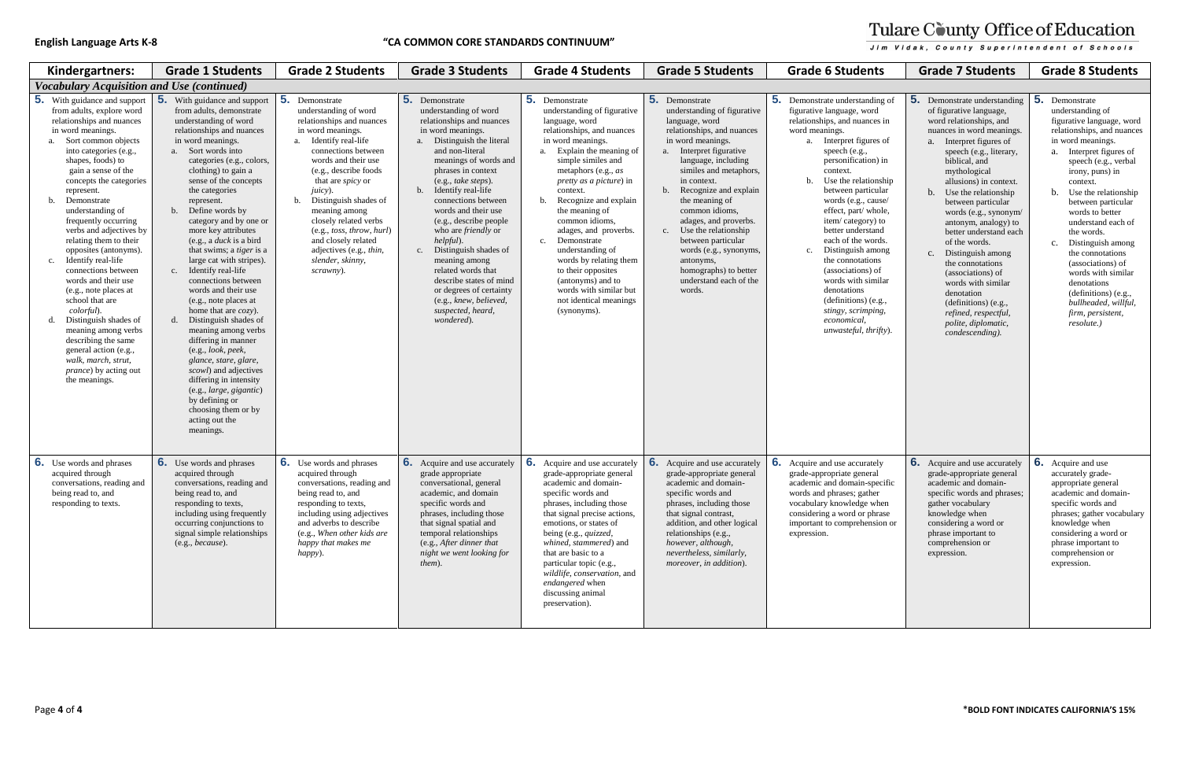**English Language Arts K-8** **"CA COMMON CORE STANDARDS CONTINUUM"**

| Kindergartners: | Grade 1 Students | Grade 2 Students | Grade 3 Students | Grade 4 Students | Grade 5 Students | Grade 6 Students | Grade 7 Students | Grade 8 Students |
|---|---|---|---|---|---|---|---|---|
| ***Vocabulary Acquisition and Use (continued)*** | | | | | | | | |
| **5.** With guidance and support from adults, explore word relationships and nuances in word meanings. a. Sort common objects into categories (e.g., shapes, foods) to gain a sense of the concepts the categories represent. b. Demonstrate understanding of frequently occurring verbs and adjectives by relating them to their opposites (antonyms). c. Identify real-life connections between words and their use (e.g., note places at school that are *colorful*). d. Distinguish shades of meaning among verbs describing the same general action (e.g., *walk, march, strut, prance*) by acting out the meanings. | **5.** With guidance and support from adults, demonstrate understanding of word relationships and nuances in word meanings. a. Sort words into categories (e.g., colors, clothing) to gain a sense of the concepts the categories represent. b. Define words by category and by one or more key attributes (e.g., a *duck* is a bird that swims; a *tiger* is a large cat with stripes). c. Identify real-life connections between words and their use (e.g., note places at home that are *cozy*). d. Distinguish shades of meaning among verbs differing in manner (e.g., *look, peek, glance, stare, glare, scowl*) and adjectives differing in intensity (e.g., *large, gigantic*) by defining or choosing them or by acting out the meanings. | **5.** Demonstrate understanding of word relationships and nuances in word meanings. a. Identify real-life connections between words and their use (e.g., describe foods that are *spicy* or *juicy*). b. Distinguish shades of meaning among closely related verbs (e.g., *toss, throw, hurl*) and closely related adjectives (e.g., *thin, slender, skinny, scrawny*). | **5.** Demonstrate understanding of word relationships and nuances in word meanings. a. Distinguish the literal and non-literal meanings of words and phrases in context (e.g., *take steps*). b. Identify real-life connections between words and their use (e.g., describe people who are *friendly* or *helpful*). c. Distinguish shades of meaning among related words that describe states of mind or degrees of certainty (e.g., *knew, believed, suspected, heard, wondered*). | **5.** Demonstrate understanding of figurative language, word relationships, and nuances in word meanings. a. Explain the meaning of simple similes and metaphors (e.g., *as pretty as a picture*) in context. b. Recognize and explain the meaning of common idioms, adages, and proverbs. c. Demonstrate understanding of words by relating them to their opposites (antonyms) and to words with similar but not identical meanings (synonyms). | **5.** Demonstrate understanding of figurative language, word relationships, and nuances in word meanings. a. Interpret figurative language, including similes and metaphors, in context. b. Recognize and explain the meaning of common idioms, adages, and proverbs. c. Use the relationship between particular words (e.g., synonyms, antonyms, homographs) to better understand each of the words. | **5.** Demonstrate understanding of figurative language, word relationships, and nuances in word meanings. a. Interpret figures of speech (e.g., personification) in context. b. Use the relationship between particular words (e.g., cause/ effect, part/ whole, item/ category) to better understand each of the words. c. Distinguish among the connotations (associations) of words with similar denotations (definitions) (e.g., *stingy, scrimping, economical, unwasteful, thrifty*). | **5.** Demonstrate understanding of figurative language, word relationships, and nuances in word meanings. a. Interpret figures of speech (e.g., literary, biblical, and mythological allusions) in context. b. Use the relationship between particular words (e.g., synonym/ antonym, analogy) to better understand each of the words. c. Distinguish among the connotations (associations) of words with similar denotation (definitions) (e.g., *refined, respectful, polite, diplomatic, condescending).* | **5.** Demonstrate understanding of figurative language, word relationships, and nuances in word meanings. a. Interpret figures of speech (e.g., verbal irony, puns) in context. b. Use the relationship between particular words to better understand each of the words. c. Distinguish among the connotations (associations) of words with similar denotations (definitions) (e.g., *bullheaded, willful, firm, persistent, resolute.)* |
| **6.** Use words and phrases acquired through conversations, reading and being read to, and responding to texts. | **6.** Use words and phrases acquired through conversations, reading and being read to, and responding to texts, including using frequently occurring conjunctions to signal simple relationships (e.g., *because*). | **6.** Use words and phrases acquired through conversations, reading and being read to, and responding to texts, including using adjectives and adverbs to describe (e.g., *When other kids are happy that makes me happy*). | **6.** Acquire and use accurately grade appropriate conversational, general academic, and domain specific words and phrases, including those that signal spatial and temporal relationships (e.g., *After dinner that night we went looking for them*). | **6.** Acquire and use accurately grade-appropriate general academic and domain-specific words and phrases, including those that signal precise actions, emotions, or states of being (e.g., *quizzed, whined, stammered*) and that are basic to a particular topic (e.g., *wildlife, conservation*, and *endangered* when discussing animal preservation). | **6.** Acquire and use accurately grade-appropriate general academic and domain-specific words and phrases, including those that signal contrast, addition, and other logical relationships (e.g., *however, although, nevertheless, similarly, moreover, in addition*). | **6.** Acquire and use accurately grade-appropriate general academic and domain-specific words and phrases; gather vocabulary knowledge when considering a word or phrase important to comprehension or expression. | **6.** Acquire and use accurately grade-appropriate general academic and domain-specific words and phrases; gather vocabulary knowledge when considering a word or phrase important to comprehension or expression. | **6.** Acquire and use accurately grade-appropriate general academic and domain-specific words and phrases; gather vocabulary knowledge when considering a word or phrase important to comprehension or expression. |

**\*BOLD FONT INDICATES CALIFORNIA'S 15%**